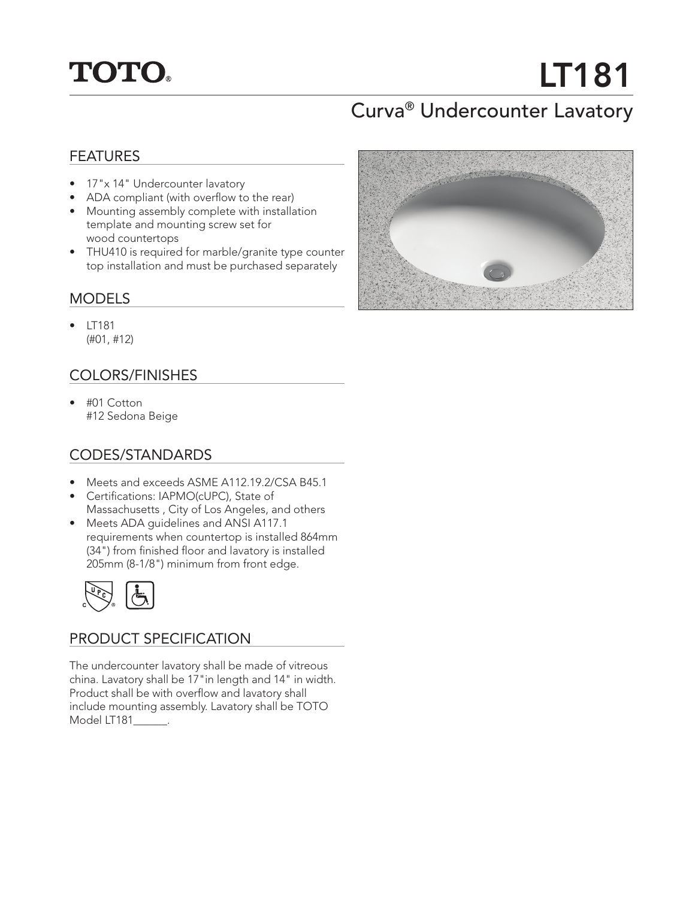TOTO®

# LT181

## Curva® Undercounter Lavatory

### FEATURES

- 17"x 14" Undercounter lavatory
- ADA compliant (with overflow to the rear)
- Mounting assembly complete with installation template and mounting screw set for wood countertops
- THU410 is required for marble/granite type counter top installation and must be purchased separately

### MODELS

- LT181
  (#01, #12)

### COLORS/FINISHES

- #01 Cotton
  #12 Sedona Beige

### CODES/STANDARDS

- Meets and exceeds ASME A112.19.2/CSA B45.1
- Certifications: IAPMO(cUPC), State of Massachusetts , City of Los Angeles, and others
- Meets ADA guidelines and ANSI A117.1 requirements when countertop is installed 864mm (34") from finished floor and lavatory is installed 205mm (8-1/8") minimum from front edge.

### PRODUCT SPECIFICATION

The undercounter lavatory shall be made of vitreous china. Lavatory shall be 17"in length and 14" in width. Product shall be with overflow and lavatory shall include mounting assembly. Lavatory shall be TOTO Model LT181______.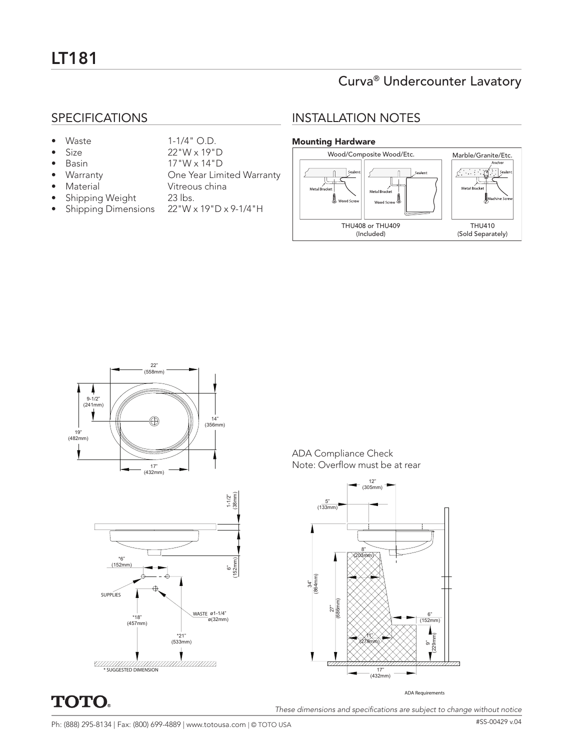# LT181

## Curva® Undercounter Lavatory

## SPECIFICATIONS

- Waste 1-1/4" O.D.
- Size 22"W x 19"D
- Basin 17"W x 14"D
- Warranty One Year Limited Warranty
- Material Vitreous china
- Shipping Weight 23 lbs.
- Shipping Dimensions 22"W x 19"D x 9-1/4"H

## INSTALLATION NOTES

**Mounting Hardware**

Wood/Composite Wood/Etc.

Sealent
Metal Bracket
Wood Screw

THU408 or THU409
(Included)

Marble/Granite/Etc.

Anchor
Sealent
Metal Bracket
Machine Screw

THU410
(Sold Separately)

22"
(558mm)

9-1/2"
(241mm)

14"
(356mm)

19"
(482mm)

17"
(432mm)

1-1/2"
(38mm)

6"
(152mm)

*6"
(152mm)

SUPPLIES

WASTE ø1-1/4"
ø(32mm)

*18"
(457mm)

*21"
(533mm)

* SUGGESTED DIMENSION

ADA Compliance Check
Note: Overflow must be at rear

12"
(305mm)

5"
(133mm)

8"
(203mm)

34"
(864mm)

27"
(686mm)

6"
(152mm)

11"
(279mm)

9"
(229mm)

17"
(432mm)

ADA Requirements

*These dimensions and specifications are subject to change without notice*

Ph: (888) 295-8134 | Fax: (800) 699-4889 | www.totousa.com | © TOTO USA

#SS-00429 v.04